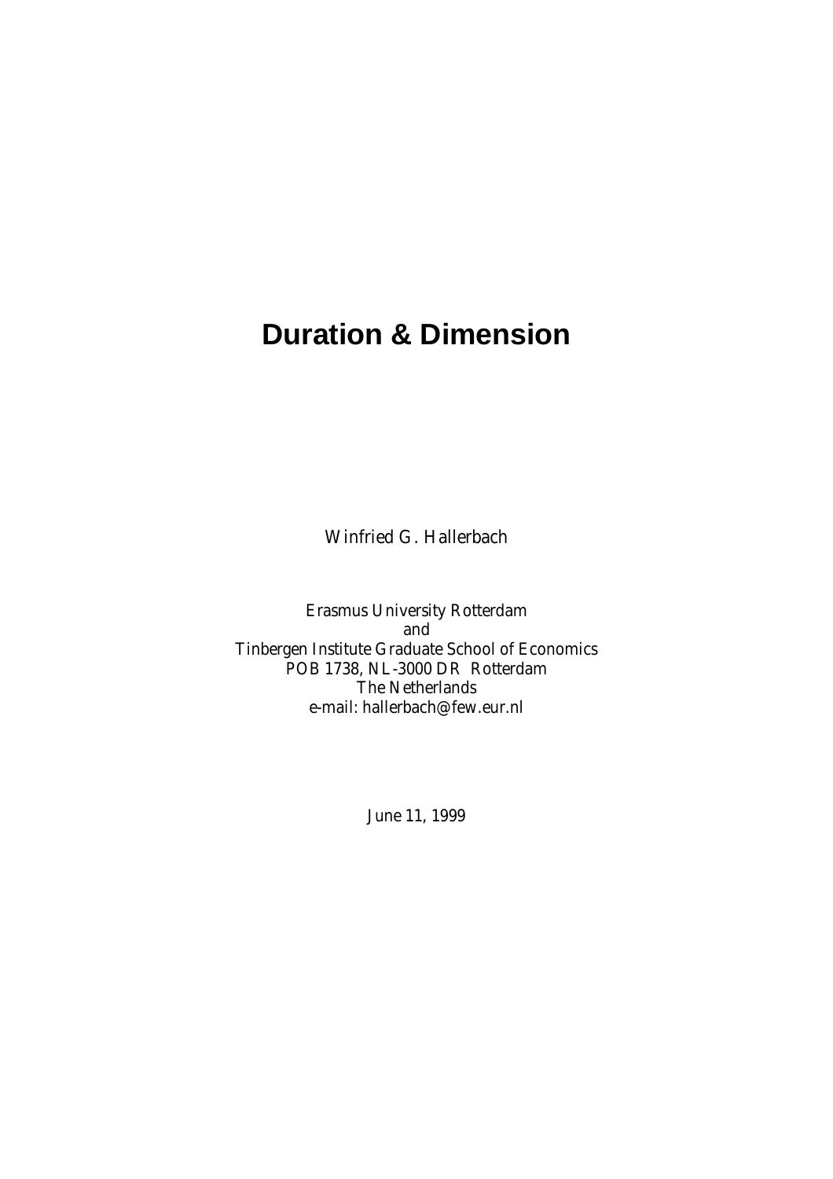# Duration & Dimension

Winfried G. Hallerbach

Erasmus University Rotterdam
and
Tinbergen Institute Graduate School of Economics
POB 1738, NL-3000 DR Rotterdam
The Netherlands
e-mail: hallerbach@few.eur.nl

June 11, 1999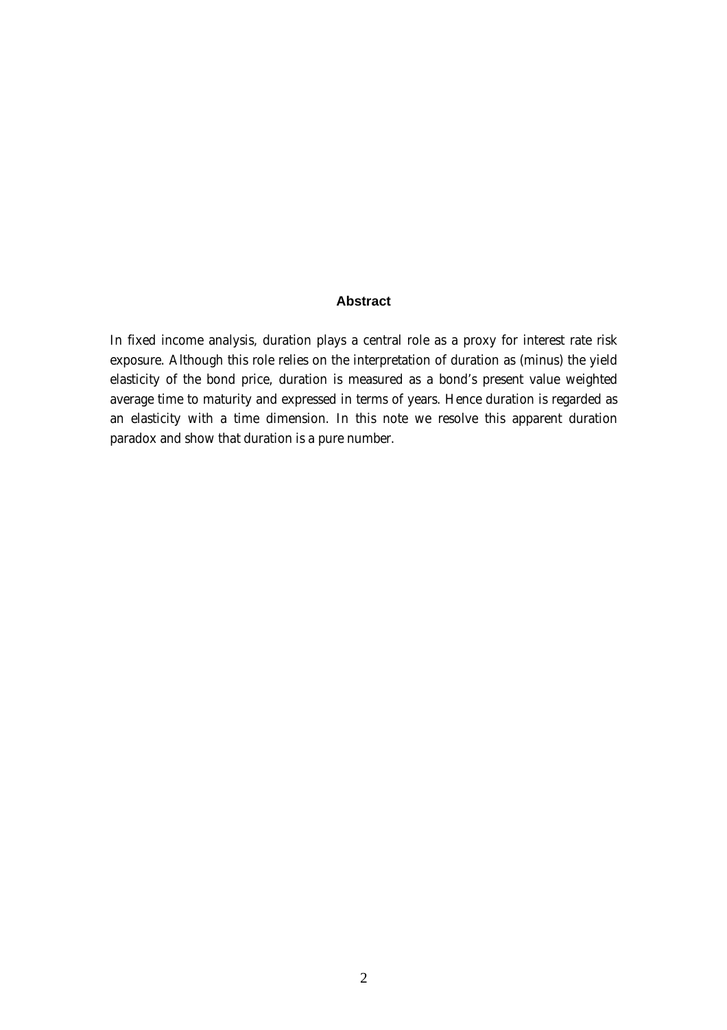## Abstract

In fixed income analysis, duration plays a central role as a proxy for interest rate risk exposure. Although this role relies on the interpretation of duration as (minus) the yield elasticity of the bond price, duration is measured as a bond's present value weighted average time to maturity and expressed in terms of years. Hence duration is regarded as an elasticity with a time dimension. In this note we resolve this apparent duration paradox and show that duration is a pure number.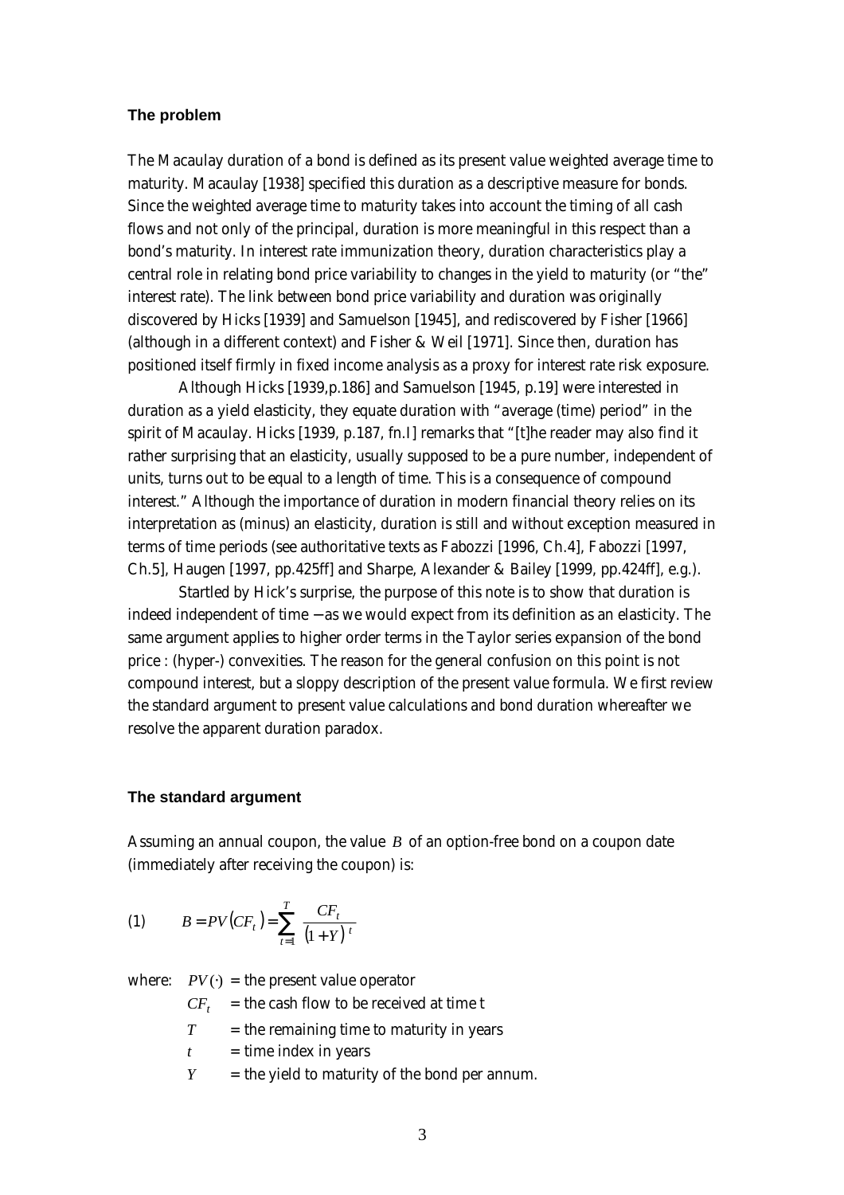## The problem

The Macaulay duration of a bond is defined as its present value weighted average time to maturity. Macaulay [1938] specified this duration as a descriptive measure for bonds. Since the weighted average time to maturity takes into account the timing of all cash flows and not only of the principal, duration is more meaningful in this respect than a bond's maturity. In interest rate immunization theory, duration characteristics play a central role in relating bond price variability to changes in the yield to maturity (or "the" interest rate). The link between bond price variability and duration was originally discovered by Hicks [1939] and Samuelson [1945], and rediscovered by Fisher [1966] (although in a different context) and Fisher & Weil [1971]. Since then, duration has positioned itself firmly in fixed income analysis as a proxy for interest rate risk exposure.

Although Hicks [1939,p.186] and Samuelson [1945, p.19] were interested in duration as a yield elasticity, they equate duration with "average (time) period" in the spirit of Macaulay. Hicks [1939, p.187, fn.I] remarks that "[t]he reader may also find it rather surprising that an elasticity, usually supposed to be a pure number, independent of units, turns out to be equal to a length of time. This is a consequence of compound interest." Although the importance of duration in modern financial theory relies on its interpretation as (minus) an elasticity, duration is still and without exception measured in terms of time periods (see authoritative texts as Fabozzi [1996, Ch.4], Fabozzi [1997, Ch.5], Haugen [1997, pp.425ff] and Sharpe, Alexander & Bailey [1999, pp.424ff], e.g.).

Startled by Hick's surprise, the purpose of this note is to show that duration is indeed independent of time −as we would expect from its definition as an elasticity. The same argument applies to higher order terms in the Taylor series expansion of the bond price : (hyper-) convexities. The reason for the general confusion on this point is not compound interest, but a sloppy description of the present value formula. We first review the standard argument to present value calculations and bond duration whereafter we resolve the apparent duration paradox.

## The standard argument

Assuming an annual coupon, the value $B$ of an option-free bond on a coupon date (immediately after receiving the coupon) is:

$$(1) \qquad B = PV\left(CF_t\right) = \sum_{t=1}^{T} \frac{CF_t}{\left(1+Y\right)^t}$$

where: $PV(\cdot)$ = the present value operator

$CF_t$ = the cash flow to be received at time t

$T$ = the remaining time to maturity in years

$t$ = time index in years

$Y$ = the yield to maturity of the bond per annum.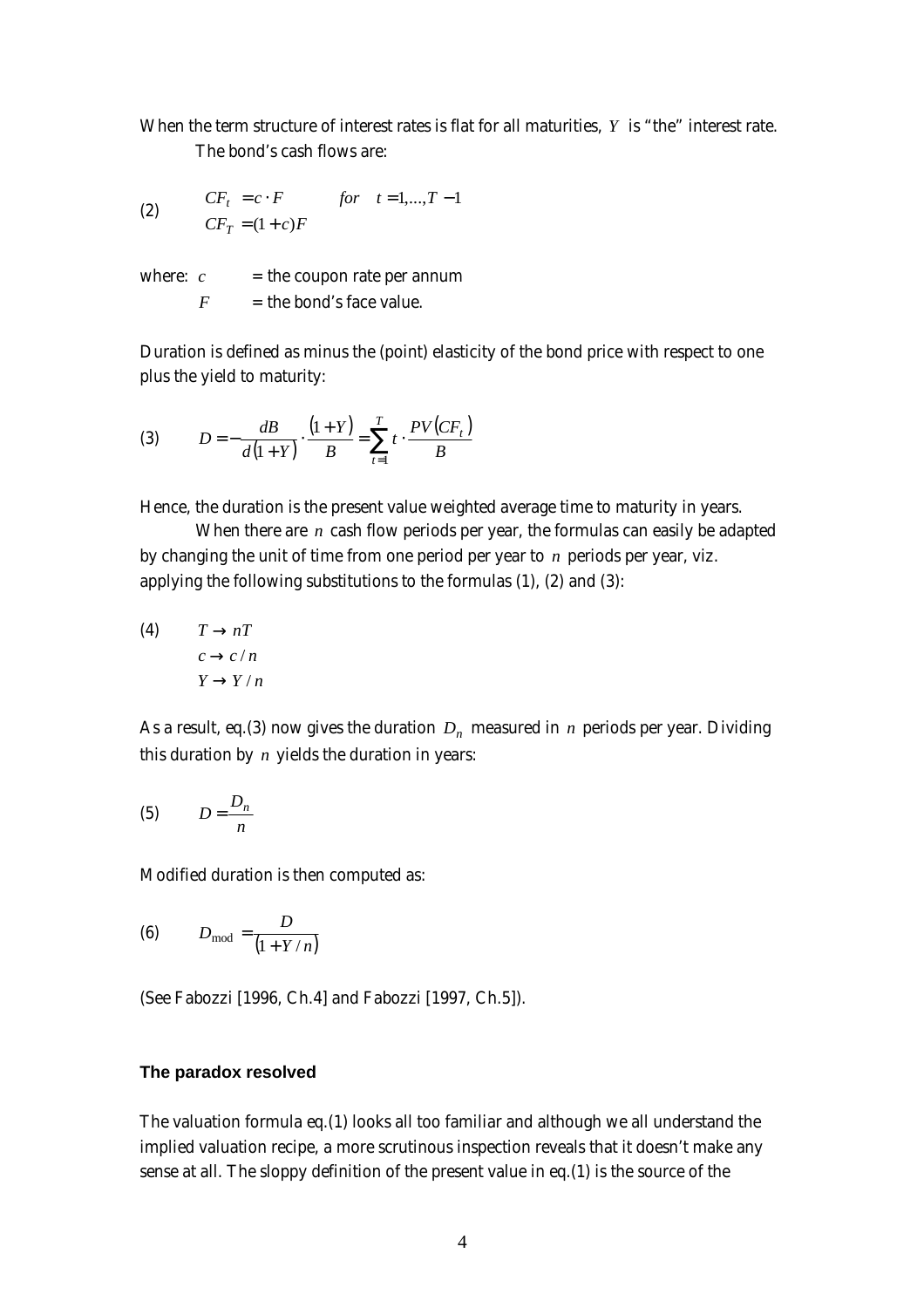When the term structure of interest rates is flat for all maturities, $Y$ is "the" interest rate.

The bond's cash flows are:

$$\text{(2)} \qquad \begin{aligned} CF_t &= c \cdot F \qquad \text{for} \quad t = 1, \ldots, T-1 \\ CF_T &= (1+c)F \end{aligned}$$

where: $c$ = the coupon rate per annum

$F$ = the bond's face value.

Duration is defined as minus the (point) elasticity of the bond price with respect to one plus the yield to maturity:

$$\text{(3)} \qquad D = -\frac{dB}{d(1+Y)} \cdot \frac{(1+Y)}{B} = \sum_{t=1}^{T} t \cdot \frac{PV(CF_t)}{B}$$

Hence, the duration is the present value weighted average time to maturity in years.

When there are $n$ cash flow periods per year, the formulas can easily be adapted by changing the unit of time from one period per year to $n$ periods per year, viz. applying the following substitutions to the formulas (1), (2) and (3):

$$\text{(4)} \qquad \begin{aligned} T &\to nT \\ c &\to c/n \\ Y &\to Y/n \end{aligned}$$

As a result, eq.(3) now gives the duration $D_n$ measured in $n$ periods per year. Dividing this duration by $n$ yields the duration in years:

$$\text{(5)} \qquad D = \frac{D_n}{n}$$

Modified duration is then computed as:

$$\text{(6)} \qquad D_{\text{mod}} = \frac{D}{(1+Y/n)}$$

(See Fabozzi [1996, Ch.4] and Fabozzi [1997, Ch.5]).

### The paradox resolved

The valuation formula eq.(1) looks all too familiar and although we all understand the implied valuation recipe, a more scrutinous inspection reveals that it doesn't make any sense at all. The sloppy definition of the present value in eq.(1) is the source of the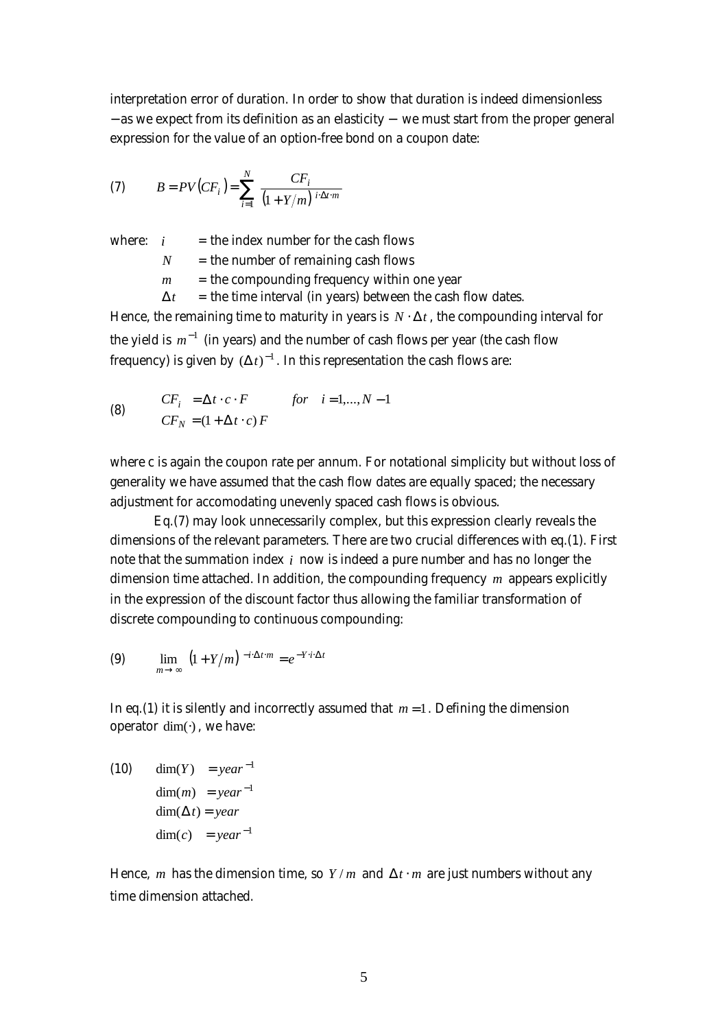interpretation error of duration. In order to show that duration is indeed dimensionless − as we expect from its definition as an elasticity − we must start from the proper general expression for the value of an option-free bond on a coupon date:

$$(7) \qquad B = PV(CF_i) = \sum_{i=1}^{N} \frac{CF_i}{(1+Y/m)^{i \cdot \Delta t \cdot m}}$$

where: $i$ = the index number for the cash flows

$N$ = the number of remaining cash flows

$m$ = the compounding frequency within one year

$\Delta t$ = the time interval (in years) between the cash flow dates.

Hence, the remaining time to maturity in years is $N \cdot \Delta t$, the compounding interval for the yield is $m^{-1}$ (in years) and the number of cash flows per year (the cash flow frequency) is given by $(\Delta t)^{-1}$. In this representation the cash flows are:

$$(8) \qquad \begin{aligned} CF_i &= \Delta t \cdot c \cdot F \qquad for \quad i = 1,\ldots,N-1 \\ CF_N &= (1 + \Delta t \cdot c)\,F \end{aligned}$$

where c is again the coupon rate per annum. For notational simplicity but without loss of generality we have assumed that the cash flow dates are equally spaced; the necessary adjustment for accomodating unevenly spaced cash flows is obvious.

Eq.(7) may look unnecessarily complex, but this expression clearly reveals the dimensions of the relevant parameters. There are two crucial differences with eq.(1). First note that the summation index $i$ now is indeed a pure number and has no longer the dimension time attached. In addition, the compounding frequency $m$ appears explicitly in the expression of the discount factor thus allowing the familiar transformation of discrete compounding to continuous compounding:

$$(9) \qquad \lim_{m \to \infty} (1+Y/m)^{-i \cdot \Delta t \cdot m} = e^{-Y \cdot i \cdot \Delta t}$$

In eq.(1) it is silently and incorrectly assumed that $m = 1$. Defining the dimension operator $\dim(\cdot)$, we have:

$$(10) \qquad \begin{aligned} \dim(Y) &= year^{-1} \\ \dim(m) &= year^{-1} \\ \dim(\Delta t) &= year \\ \dim(c) &= year^{-1} \end{aligned}$$

Hence, $m$ has the dimension time, so $Y/m$ and $\Delta t \cdot m$ are just numbers without any time dimension attached.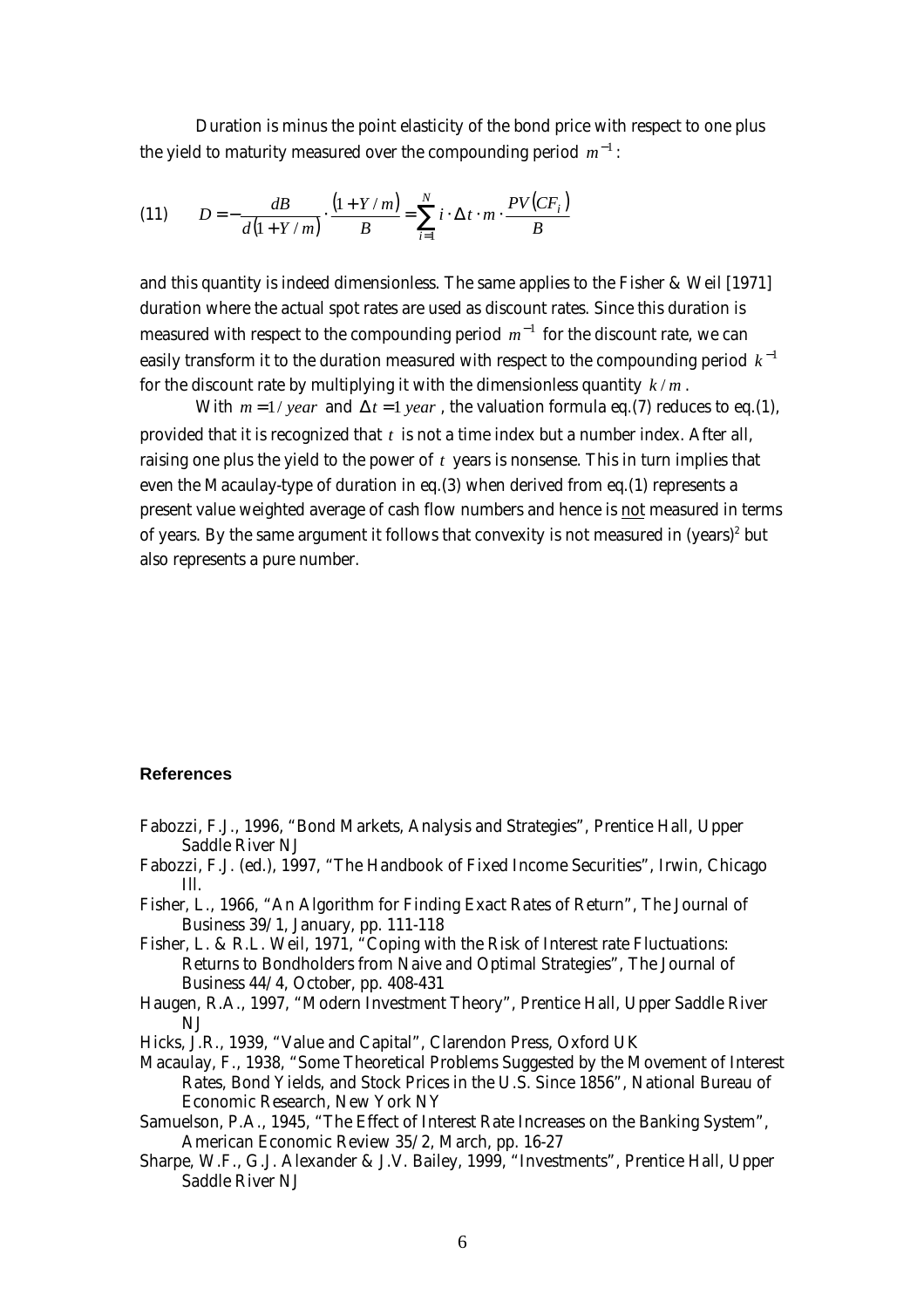Duration is minus the point elasticity of the bond price with respect to one plus the yield to maturity measured over the compounding period $m^{-1}$:

$$(11) \qquad D = -\frac{dB}{d(1+Y/m)} \cdot \frac{(1+Y/m)}{B} = \sum_{i=1}^{N} i \cdot \Delta t \cdot m \cdot \frac{PV(CF_i)}{B}$$

and this quantity is indeed dimensionless. The same applies to the Fisher & Weil [1971] duration where the actual spot rates are used as discount rates. Since this duration is measured with respect to the compounding period $m^{-1}$ for the discount rate, we can easily transform it to the duration measured with respect to the compounding period $k^{-1}$ for the discount rate by multiplying it with the dimensionless quantity $k/m$.

With $m = 1/year$ and $\Delta t = 1\,year$, the valuation formula eq.(7) reduces to eq.(1), provided that it is recognized that $t$ is not a time index but a number index. After all, raising one plus the yield to the power of $t$ years is nonsense. This in turn implies that even the Macaulay-type of duration in eq.(3) when derived from eq.(1) represents a present value weighted average of cash flow numbers and hence is <u>not</u> measured in terms of years. By the same argument it follows that convexity is not measured in (years)$^2$ but also represents a pure number.

## References

Fabozzi, F.J., 1996, "Bond Markets, Analysis and Strategies", Prentice Hall, Upper Saddle River NJ

Fabozzi, F.J. (ed.), 1997, "The Handbook of Fixed Income Securities", Irwin, Chicago Ill.

Fisher, L., 1966, "An Algorithm for Finding Exact Rates of Return", The Journal of Business 39/1, January, pp. 111-118

Fisher, L. & R.L. Weil, 1971, "Coping with the Risk of Interest rate Fluctuations: Returns to Bondholders from Naive and Optimal Strategies", The Journal of Business 44/4, October, pp. 408-431

Haugen, R.A., 1997, "Modern Investment Theory", Prentice Hall, Upper Saddle River NJ

Hicks, J.R., 1939, "Value and Capital", Clarendon Press, Oxford UK

Macaulay, F., 1938, "Some Theoretical Problems Suggested by the Movement of Interest Rates, Bond Yields, and Stock Prices in the U.S. Since 1856", National Bureau of Economic Research, New York NY

Samuelson, P.A., 1945, "The Effect of Interest Rate Increases on the Banking System", American Economic Review 35/2, March, pp. 16-27

Sharpe, W.F., G.J. Alexander & J.V. Bailey, 1999, "Investments", Prentice Hall, Upper Saddle River NJ